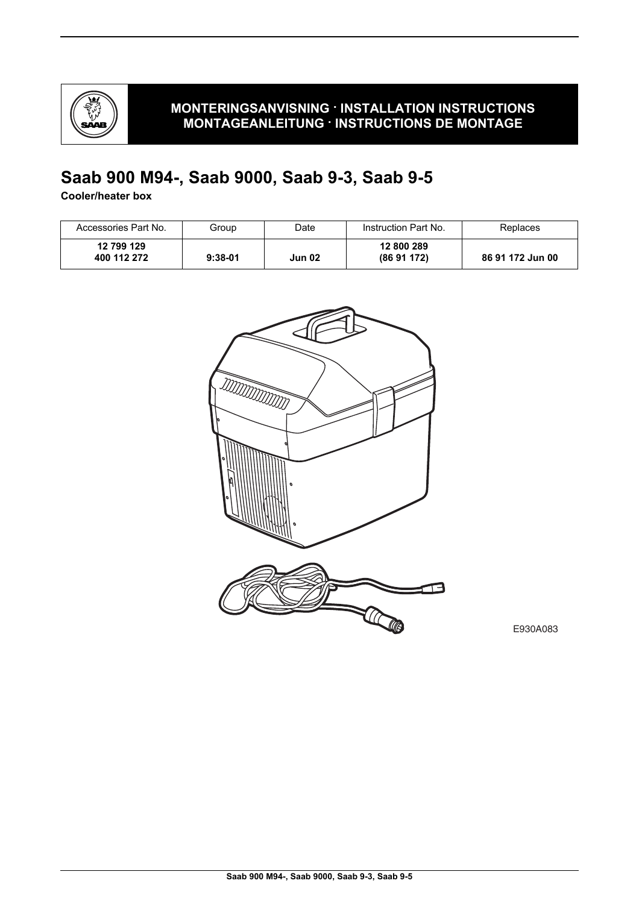**MONTERINGSANVISNING · INSTALLATION INSTRUCTIONS**
**MONTAGEANLEITUNG · INSTRUCTIONS DE MONTAGE**

# Saab 900 M94-, Saab 9000, Saab 9-3, Saab 9-5

**Cooler/heater box**

| Accessories Part No. | Group | Date | Instruction Part No. | Replaces |
|---|---|---|---|---|
| **12 799 129**<br>**400 112 272** | **9:38-01** | **Jun 02** | **12 800 289**<br>**(86 91 172)** | **86 91 172 Jun 00** |

E930A083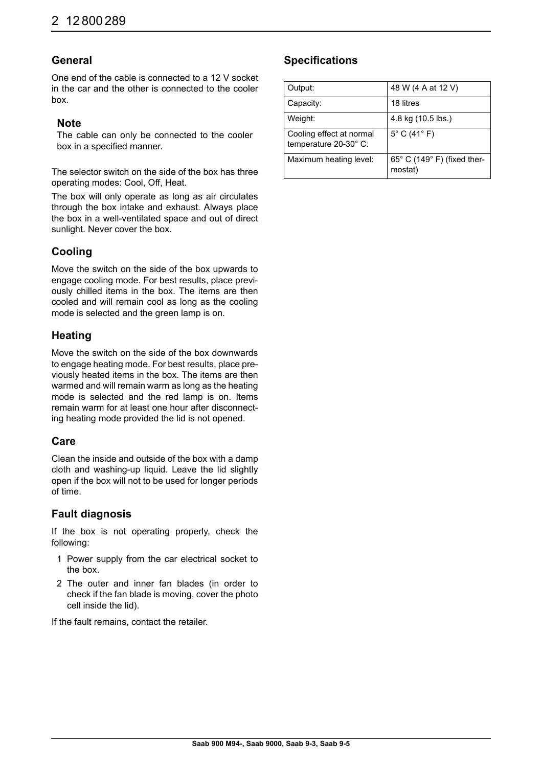## General

One end of the cable is connected to a 12 V socket in the car and the other is connected to the cooler box.

**Note**

The cable can only be connected to the cooler box in a specified manner.

The selector switch on the side of the box has three operating modes: Cool, Off, Heat.

The box will only operate as long as air circulates through the box intake and exhaust. Always place the box in a well-ventilated space and out of direct sunlight. Never cover the box.

## Cooling

Move the switch on the side of the box upwards to engage cooling mode. For best results, place previously chilled items in the box. The items are then cooled and will remain cool as long as the cooling mode is selected and the green lamp is on.

## Heating

Move the switch on the side of the box downwards to engage heating mode. For best results, place previously heated items in the box. The items are then warmed and will remain warm as long as the heating mode is selected and the red lamp is on. Items remain warm for at least one hour after disconnecting heating mode provided the lid is not opened.

## Care

Clean the inside and outside of the box with a damp cloth and washing-up liquid. Leave the lid slightly open if the box will not to be used for longer periods of time.

## Fault diagnosis

If the box is not operating properly, check the following:

1. Power supply from the car electrical socket to the box.
2. The outer and inner fan blades (in order to check if the fan blade is moving, cover the photo cell inside the lid).

If the fault remains, contact the retailer.

## Specifications

| | |
|---|---|
| Output: | 48 W (4 A at 12 V) |
| Capacity: | 18 litres |
| Weight: | 4.8 kg (10.5 lbs.) |
| Cooling effect at normal temperature 20-30° C: | 5° C (41° F) |
| Maximum heating level: | 65° C (149° F) (fixed thermostat) |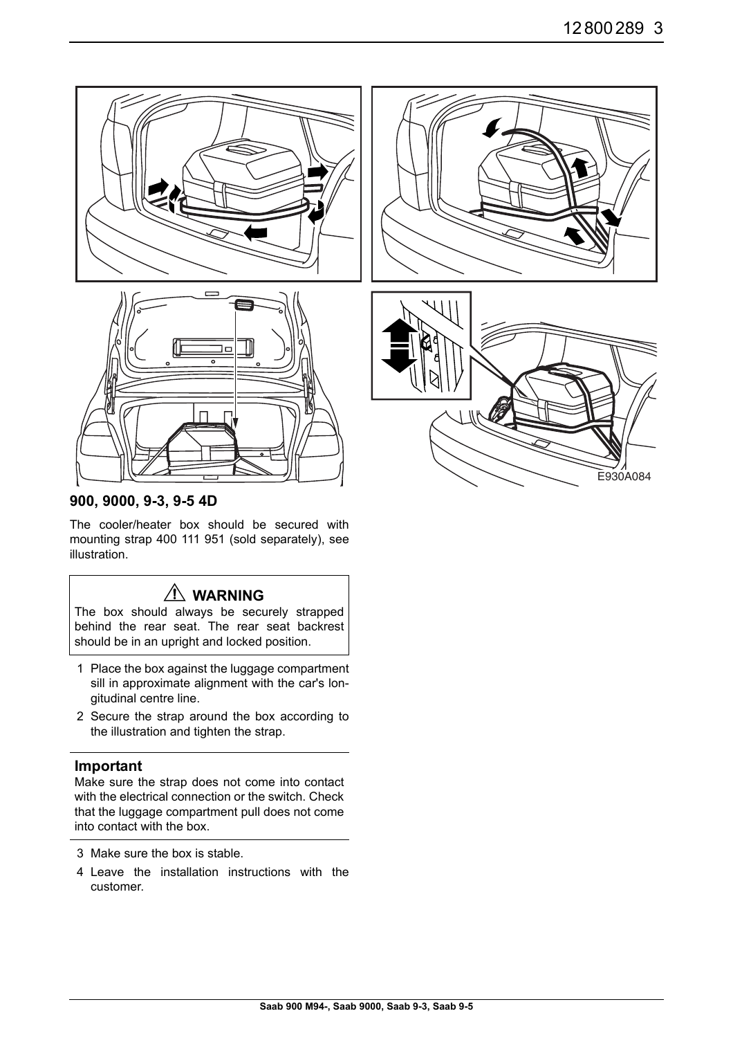E930A084

### 900, 9000, 9-3, 9-5 4D

The cooler/heater box should be secured with mounting strap 400 111 951 (sold separately), see illustration.

> ⚠ **WARNING**
>
> The box should always be securely strapped behind the rear seat. The rear seat backrest should be in an upright and locked position.

1. Place the box against the luggage compartment sill in approximate alignment with the car's longitudinal centre line.
2. Secure the strap around the box according to the illustration and tighten the strap.

**Important**

Make sure the strap does not come into contact with the electrical connection or the switch. Check that the luggage compartment pull does not come into contact with the box.

3. Make sure the box is stable.
4. Leave the installation instructions with the customer.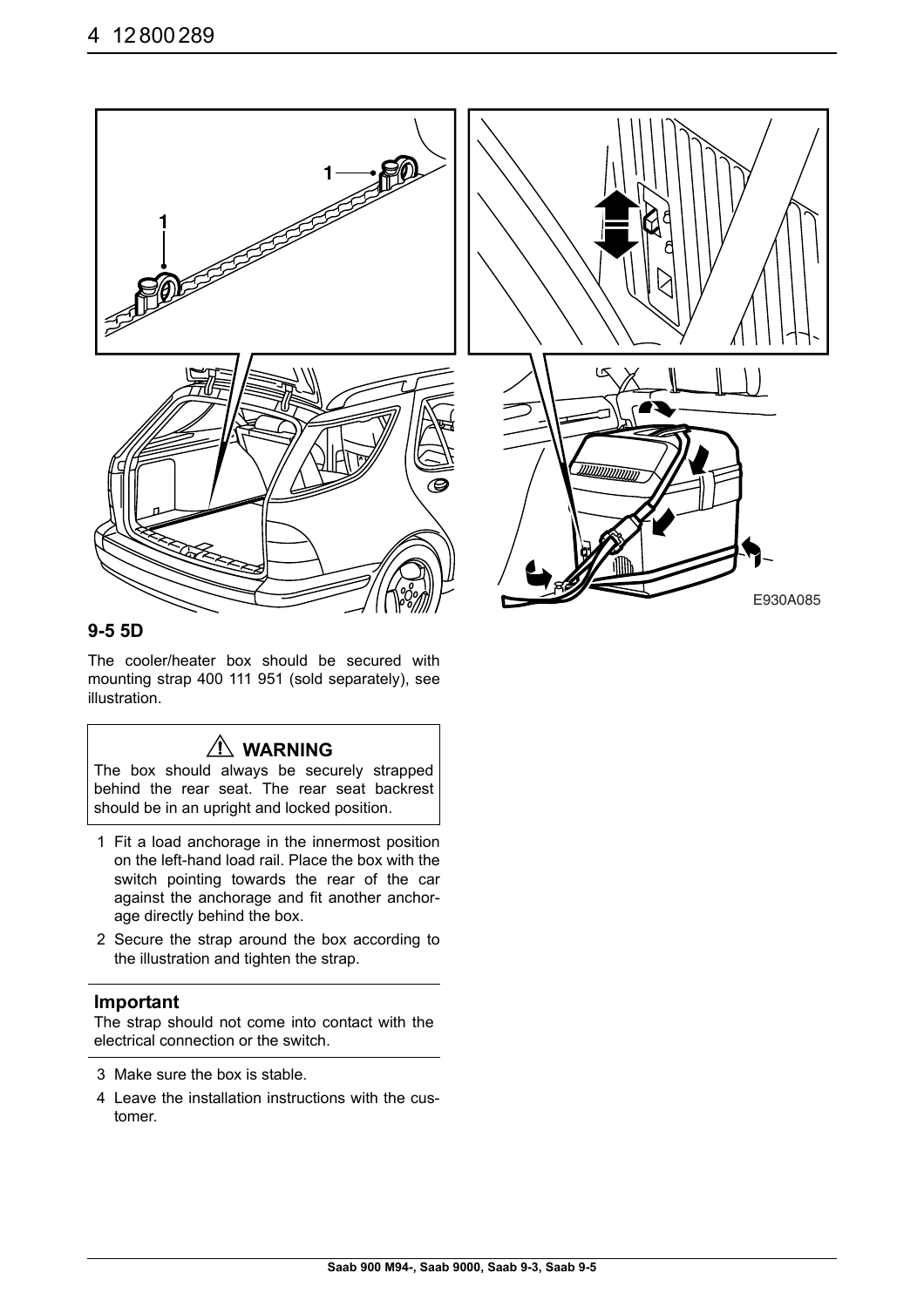1

1

E930A085

## 9-5 5D

The cooler/heater box should be secured with mounting strap 400 111 951 (sold separately), see illustration.

> **⚠ WARNING**
>
> The box should always be securely strapped behind the rear seat. The rear seat backrest should be in an upright and locked position.

1. Fit a load anchorage in the innermost position on the left-hand load rail. Place the box with the switch pointing towards the rear of the car against the anchorage and fit another anchorage directly behind the box.
2. Secure the strap around the box according to the illustration and tighten the strap.

### Important

The strap should not come into contact with the electrical connection or the switch.

3. Make sure the box is stable.
4. Leave the installation instructions with the customer.